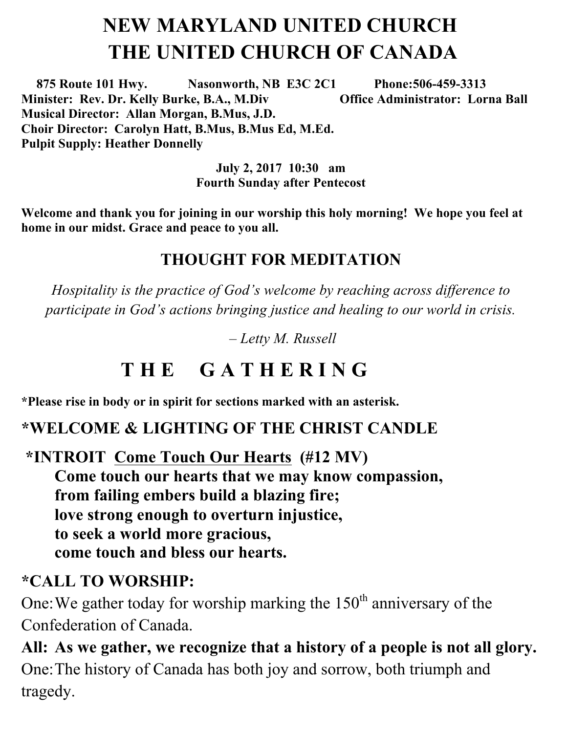# NEW MARYLAND UNITED CHURCH
# THE UNITED CHURCH OF CANADA

**875 Route 101 Hwy. Nasonworth, NB E3C 2C1 Phone:506-459-3313**
**Minister: Rev. Dr. Kelly Burke, B.A., M.Div Office Administrator: Lorna Ball**
**Musical Director: Allan Morgan, B.Mus, J.D.**
**Choir Director: Carolyn Hatt, B.Mus, B.Mus Ed, M.Ed.**
**Pulpit Supply: Heather Donnelly**

**July 2, 2017 10:30 am**
**Fourth Sunday after Pentecost**

**Welcome and thank you for joining in our worship this holy morning! We hope you feel at home in our midst. Grace and peace to you all.**

## THOUGHT FOR MEDITATION

*Hospitality is the practice of God's welcome by reaching across difference to participate in God's actions bringing justice and healing to our world in crisis.*

*– Letty M. Russell*

# T H E G A T H E R I N G

**\*Please rise in body or in spirit for sections marked with an asterisk.**

## \*WELCOME & LIGHTING OF THE CHRIST CANDLE

## \*INTROIT Come Touch Our Hearts (#12 MV)

**Come touch our hearts that we may know compassion,**
**from failing embers build a blazing fire;**
**love strong enough to overturn injustice,**
**to seek a world more gracious,**
**come touch and bless our hearts.**

## \*CALL TO WORSHIP:

One: We gather today for worship marking the 150th anniversary of the Confederation of Canada.

**All: As we gather, we recognize that a history of a people is not all glory.**

One: The history of Canada has both joy and sorrow, both triumph and tragedy.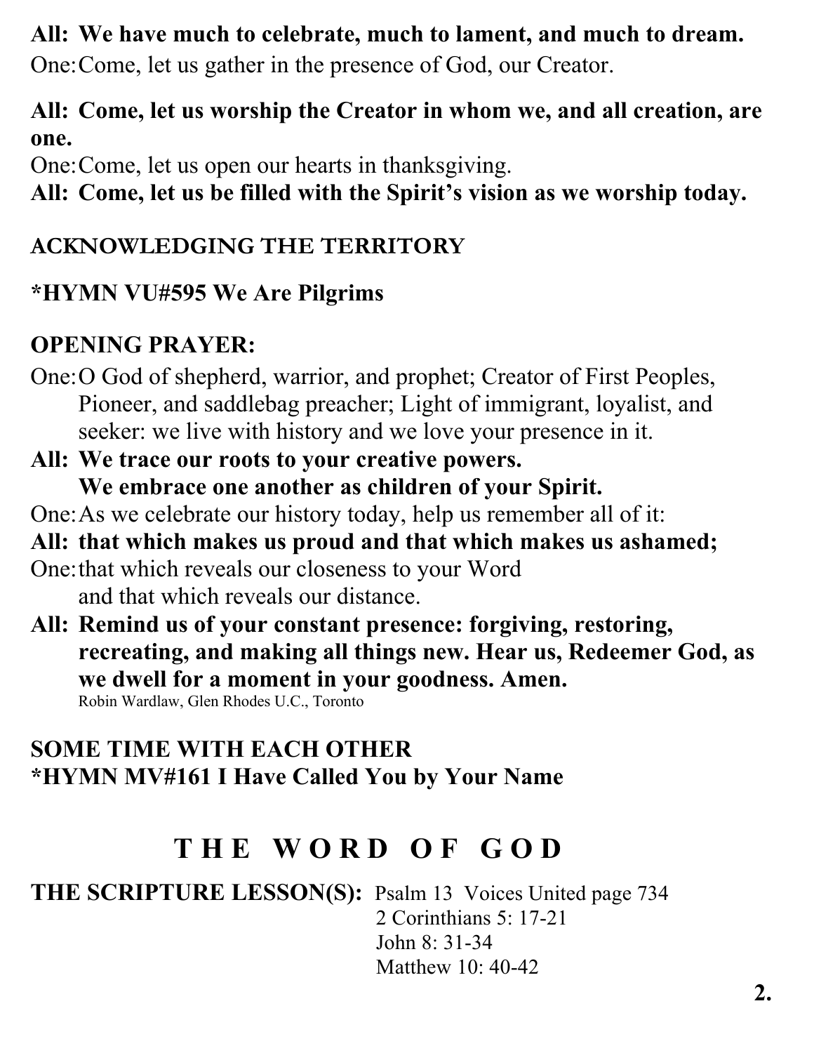**All: We have much to celebrate, much to lament, and much to dream.**

One: Come, let us gather in the presence of God, our Creator.

**All: Come, let us worship the Creator in whom we, and all creation, are one.**

One: Come, let us open our hearts in thanksgiving.

**All: Come, let us be filled with the Spirit's vision as we worship today.**

## ACKNOWLEDGING THE TERRITORY

## *HYMN VU#595 We Are Pilgrims

## OPENING PRAYER:

One: O God of shepherd, warrior, and prophet; Creator of First Peoples, Pioneer, and saddlebag preacher; Light of immigrant, loyalist, and seeker: we live with history and we love your presence in it.

**All: We trace our roots to your creative powers.
We embrace one another as children of your Spirit.**

One: As we celebrate our history today, help us remember all of it:

**All: that which makes us proud and that which makes us ashamed;**

One: that which reveals our closeness to your Word
and that which reveals our distance.

**All: Remind us of your constant presence: forgiving, restoring, recreating, and making all things new. Hear us, Redeemer God, as we dwell for a moment in your goodness. Amen.**

Robin Wardlaw, Glen Rhodes U.C., Toronto

## SOME TIME WITH EACH OTHER

## *HYMN MV#161 I Have Called You by Your Name

# THE WORD OF GOD

**THE SCRIPTURE LESSON(S):** Psalm 13 Voices United page 734
2 Corinthians 5: 17-21
John 8: 31-34
Matthew 10: 40-42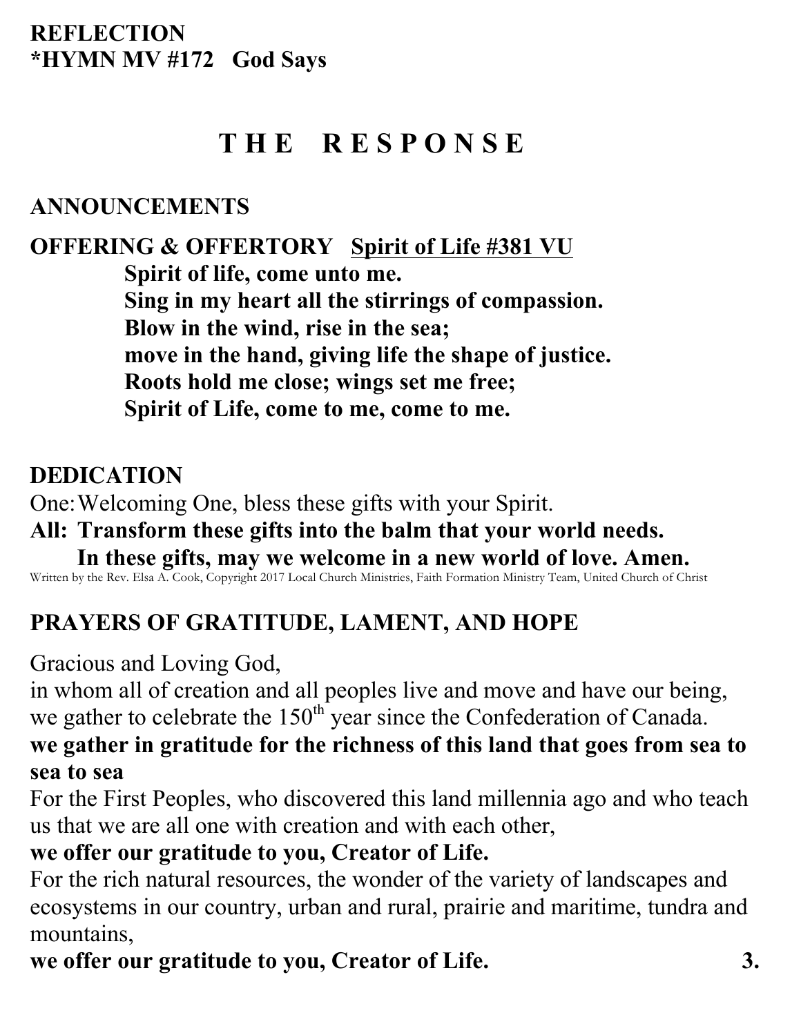**REFLECTION**
***HYMN MV #172   God Says**

# THE RESPONSE

**ANNOUNCEMENTS**

**OFFERING & OFFERTORY** **Spirit of Life #381 VU**

> **Spirit of life, come unto me.**
> **Sing in my heart all the stirrings of compassion.**
> **Blow in the wind, rise in the sea;**
> **move in the hand, giving life the shape of justice.**
> **Roots hold me close; wings set me free;**
> **Spirit of Life, come to me, come to me.**

**DEDICATION**

One: Welcoming One, bless these gifts with your Spirit.
**All: Transform these gifts into the balm that your world needs.**
**In these gifts, may we welcome in a new world of love. Amen.**

Written by the Rev. Elsa A. Cook, Copyright 2017 Local Church Ministries, Faith Formation Ministry Team, United Church of Christ

**PRAYERS OF GRATITUDE, LAMENT, AND HOPE**

Gracious and Loving God,
in whom all of creation and all peoples live and move and have our being,
we gather to celebrate the 150th year since the Confederation of Canada.
**we gather in gratitude for the richness of this land that goes from sea to sea to sea**
For the First Peoples, who discovered this land millennia ago and who teach us that we are all one with creation and with each other,
**we offer our gratitude to you, Creator of Life.**
For the rich natural resources, the wonder of the variety of landscapes and ecosystems in our country, urban and rural, prairie and maritime, tundra and mountains,
**we offer our gratitude to you, Creator of Life.**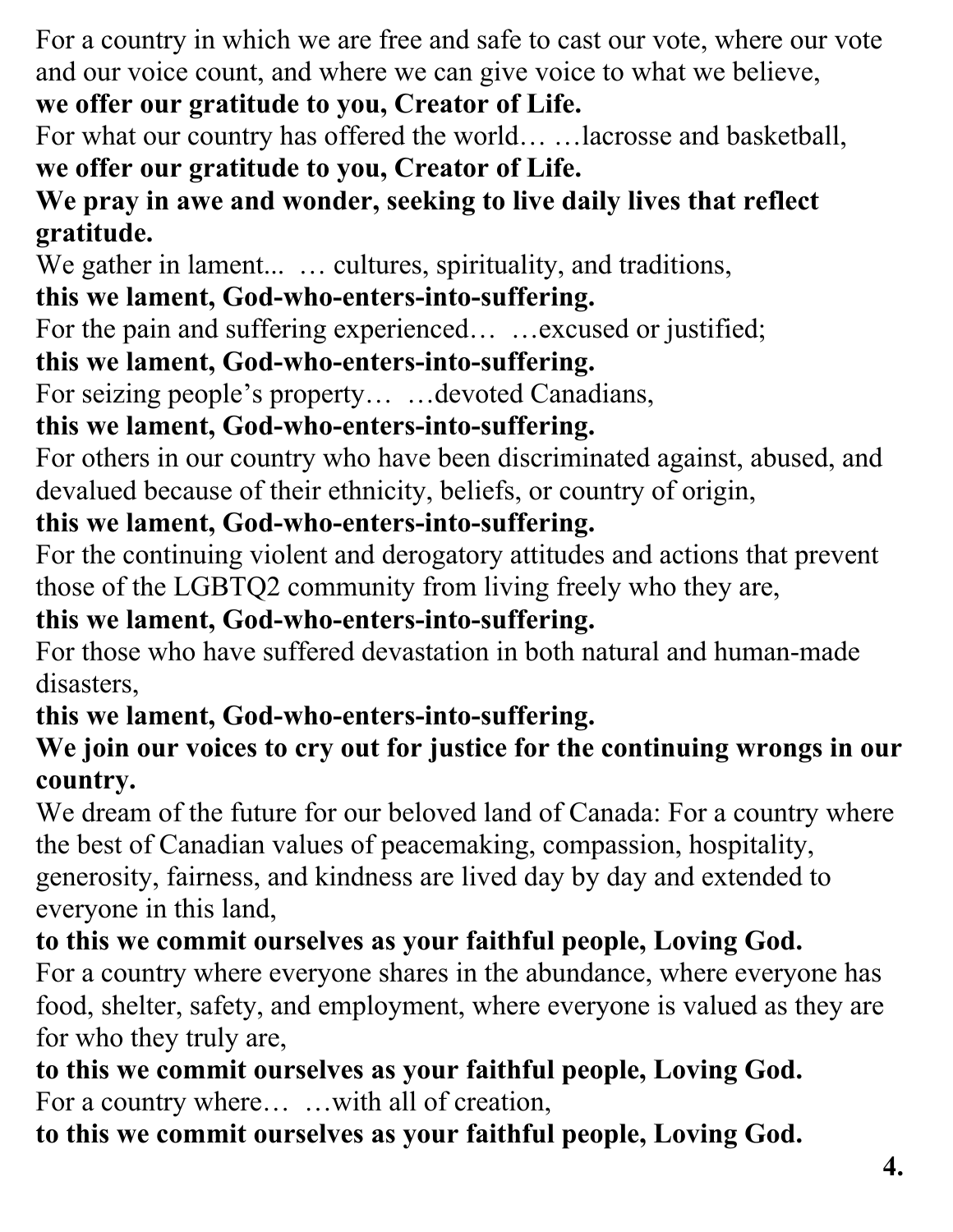For a country in which we are free and safe to cast our vote, where our vote and our voice count, and where we can give voice to what we believe,
**we offer our gratitude to you, Creator of Life.**
For what our country has offered the world… …lacrosse and basketball,
**we offer our gratitude to you, Creator of Life.**
**We pray in awe and wonder, seeking to live daily lives that reflect gratitude.**
We gather in lament... … cultures, spirituality, and traditions,
**this we lament, God-who-enters-into-suffering.**
For the pain and suffering experienced… …excused or justified;
**this we lament, God-who-enters-into-suffering.**
For seizing people's property… …devoted Canadians,
**this we lament, God-who-enters-into-suffering.**
For others in our country who have been discriminated against, abused, and devalued because of their ethnicity, beliefs, or country of origin,
**this we lament, God-who-enters-into-suffering.**
For the continuing violent and derogatory attitudes and actions that prevent those of the LGBTQ2 community from living freely who they are,
**this we lament, God-who-enters-into-suffering.**
For those who have suffered devastation in both natural and human-made disasters,
**this we lament, God-who-enters-into-suffering.**
**We join our voices to cry out for justice for the continuing wrongs in our country.**
We dream of the future for our beloved land of Canada: For a country where the best of Canadian values of peacemaking, compassion, hospitality, generosity, fairness, and kindness are lived day by day and extended to everyone in this land,
**to this we commit ourselves as your faithful people, Loving God.**
For a country where everyone shares in the abundance, where everyone has food, shelter, safety, and employment, where everyone is valued as they are for who they truly are,
**to this we commit ourselves as your faithful people, Loving God.**
For a country where… …with all of creation,
**to this we commit ourselves as your faithful people, Loving God.**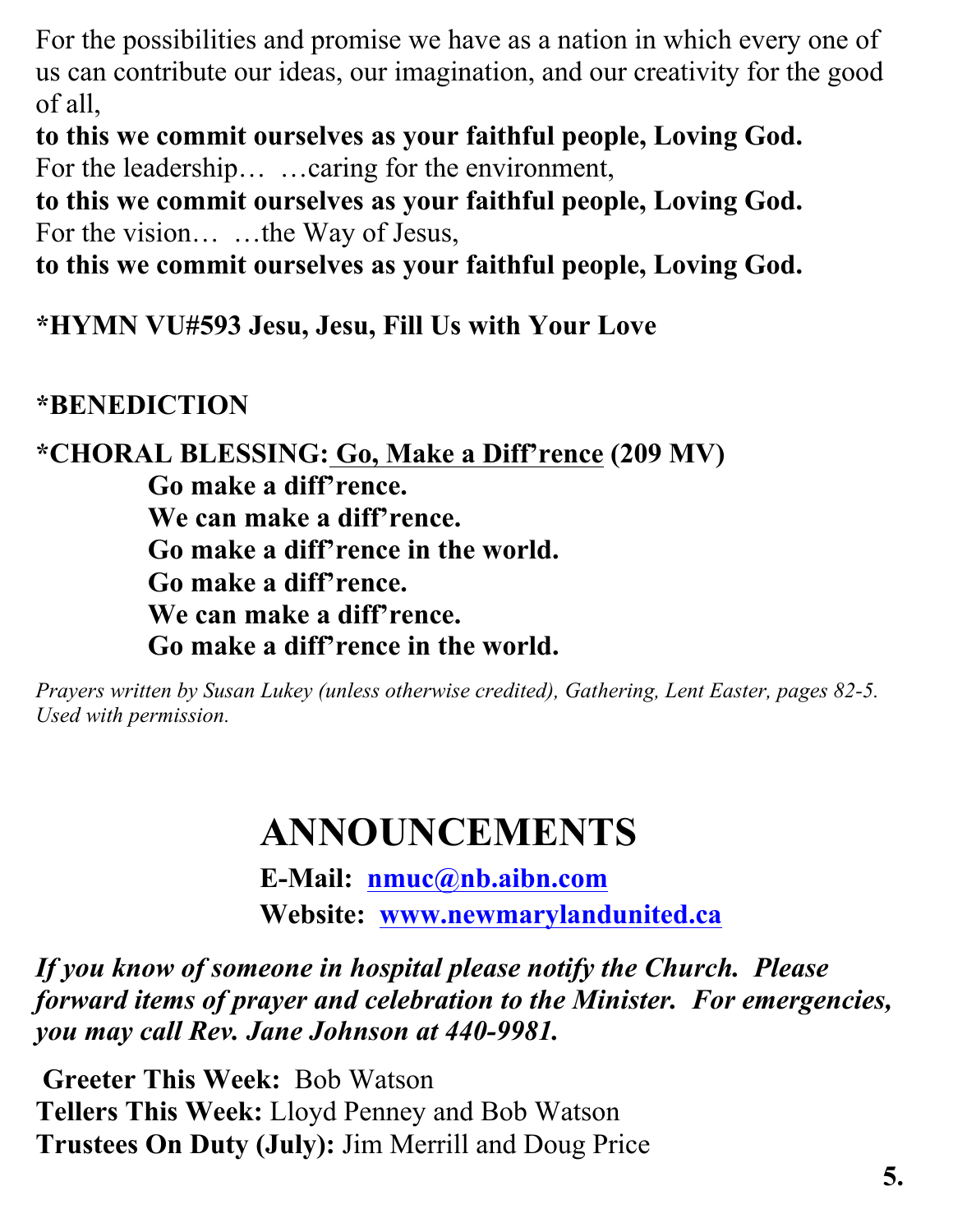For the possibilities and promise we have as a nation in which every one of us can contribute our ideas, our imagination, and our creativity for the good of all,

**to this we commit ourselves as your faithful people, Loving God.**

For the leadership… …caring for the environment,

**to this we commit ourselves as your faithful people, Loving God.**

For the vision… …the Way of Jesus,

**to this we commit ourselves as your faithful people, Loving God.**

**\*HYMN VU#593 Jesu, Jesu, Fill Us with Your Love**

**\*BENEDICTION**

**\*CHORAL BLESSING: Go, Make a Diff'rence (209 MV)**

> **Go make a diff'rence.**
> **We can make a diff'rence.**
> **Go make a diff'rence in the world.**
> **Go make a diff'rence.**
> **We can make a diff'rence.**
> **Go make a diff'rence in the world.**

*Prayers written by Susan Lukey (unless otherwise credited), Gathering, Lent Easter, pages 82-5. Used with permission.*

# ANNOUNCEMENTS

**E-Mail: nmuc@nb.aibn.com**

**Website: www.newmarylandunited.ca**

***If you know of someone in hospital please notify the Church. Please forward items of prayer and celebration to the Minister. For emergencies, you may call Rev. Jane Johnson at 440-9981.***

**Greeter This Week:** Bob Watson
**Tellers This Week:** Lloyd Penney and Bob Watson
**Trustees On Duty (July):** Jim Merrill and Doug Price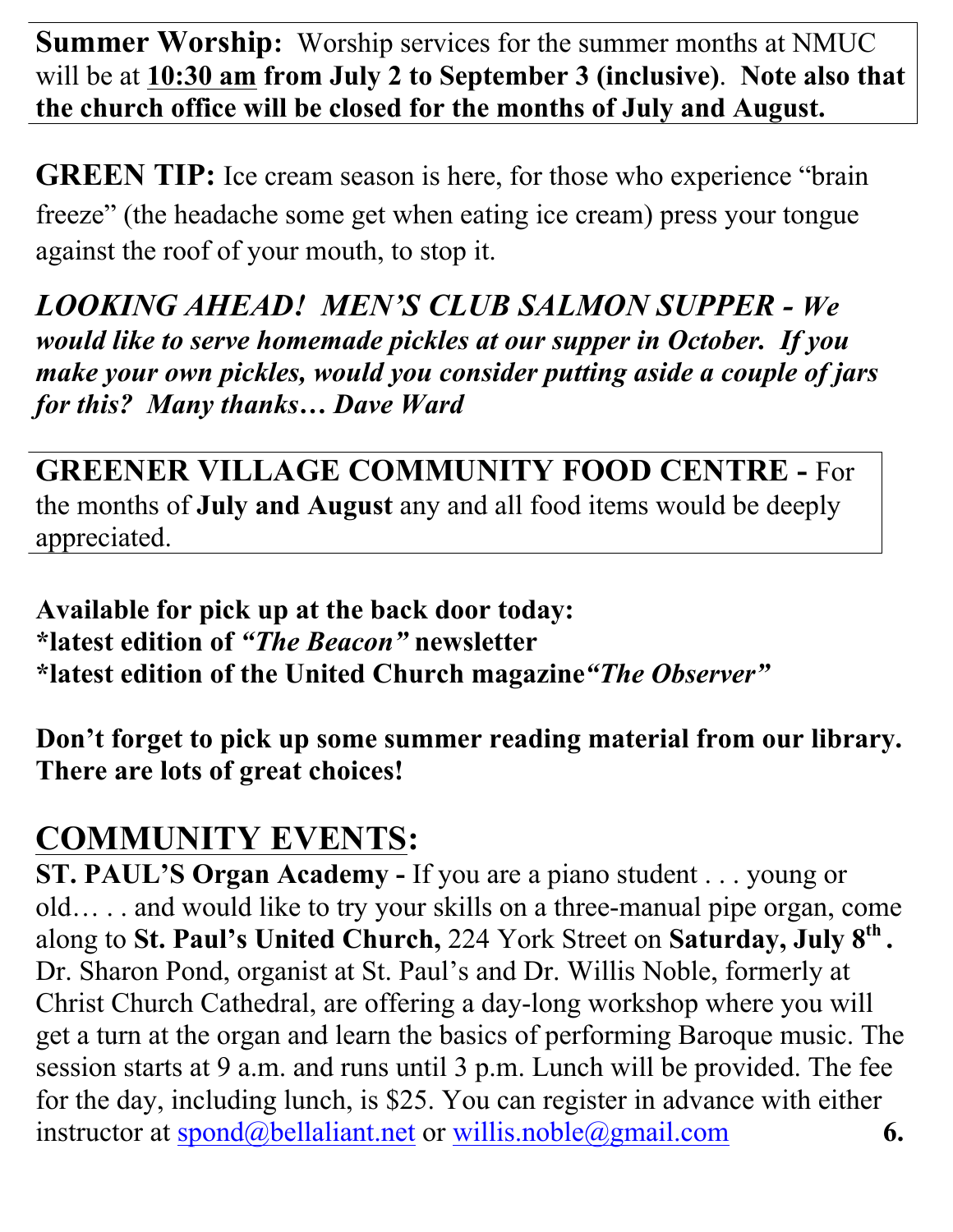**Summer Worship:** Worship services for the summer months at NMUC will be at **10:30 am from July 2 to September 3 (inclusive)**. **Note also that the church office will be closed for the months of July and August.**

**GREEN TIP:** Ice cream season is here, for those who experience "brain freeze" (the headache some get when eating ice cream) press your tongue against the roof of your mouth, to stop it.

***LOOKING AHEAD! MEN'S CLUB SALMON SUPPER - We would like to serve homemade pickles at our supper in October. If you make your own pickles, would you consider putting aside a couple of jars for this? Many thanks… Dave Ward***

**GREENER VILLAGE COMMUNITY FOOD CENTRE -** For the months of **July and August** any and all food items would be deeply appreciated.

**Available for pick up at the back door today:**
**\*latest edition of *"The Beacon"* newsletter**
**\*latest edition of the United Church magazine*"The Observer"***

**Don't forget to pick up some summer reading material from our library. There are lots of great choices!**

## COMMUNITY EVENTS:

**ST. PAUL'S Organ Academy -** If you are a piano student . . . young or old… . . and would like to try your skills on a three-manual pipe organ, come along to **St. Paul's United Church,** 224 York Street on **Saturday, July 8th.** Dr. Sharon Pond, organist at St. Paul's and Dr. Willis Noble, formerly at Christ Church Cathedral, are offering a day-long workshop where you will get a turn at the organ and learn the basics of performing Baroque music. The session starts at 9 a.m. and runs until 3 p.m. Lunch will be provided. The fee for the day, including lunch, is $25. You can register in advance with either instructor at spond@bellaliant.net or willis.noble@gmail.com